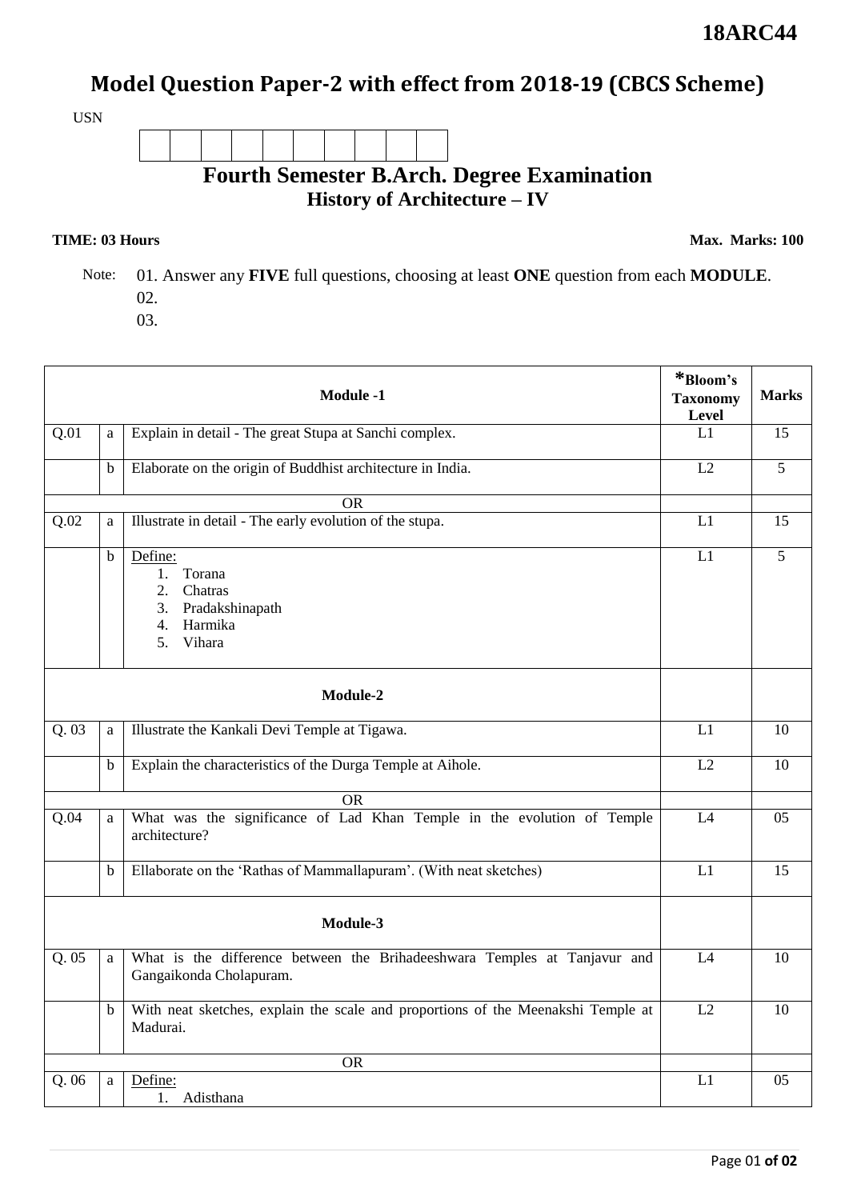**18ARC44**

# Model Question Paper-2 with effect from 2018-19 (CBCS Scheme)

USN

| | | | | | | | | | |
|---|---|---|---|---|---|---|---|---|---|
| | | | | | | | | | |

## Fourth Semester B.Arch. Degree Examination
### History of Architecture – IV

**TIME: 03 Hours** **Max. Marks: 100**

Note: 01. Answer any **FIVE** full questions, choosing at least **ONE** question from each **MODULE**.
02.
03.

| | | **Module -1** | ***Bloom's Taxonomy Level** | **Marks** |
|---|---|---|---|---|
| Q.01 | a | Explain in detail - The great Stupa at Sanchi complex. | L1 | 15 |
| | b | Elaborate on the origin of Buddhist architecture in India. | L2 | 5 |
| | | OR | | |
| Q.02 | a | Illustrate in detail - The early evolution of the stupa. | L1 | 15 |
| | b | Define:<br>1. Torana<br>2. Chatras<br>3. Pradakshinapath<br>4. Harmika<br>5. Vihara | L1 | 5 |
| | | **Module-2** | | |
| Q. 03 | a | Illustrate the Kankali Devi Temple at Tigawa. | L1 | 10 |
| | b | Explain the characteristics of the Durga Temple at Aihole. | L2 | 10 |
| | | OR | | |
| Q.04 | a | What was the significance of Lad Khan Temple in the evolution of Temple architecture? | L4 | 05 |
| | b | Ellaborate on the 'Rathas of Mammallapuram'. (With neat sketches) | L1 | 15 |
| | | **Module-3** | | |
| Q. 05 | a | What is the difference between the Brihadeeshwara Temples at Tanjavur and Gangaikonda Cholapuram. | L4 | 10 |
| | b | With neat sketches, explain the scale and proportions of the Meenakshi Temple at Madurai. | L2 | 10 |
| | | OR | | |
| Q. 06 | a | Define:<br>1. Adisthana | L1 | 05 |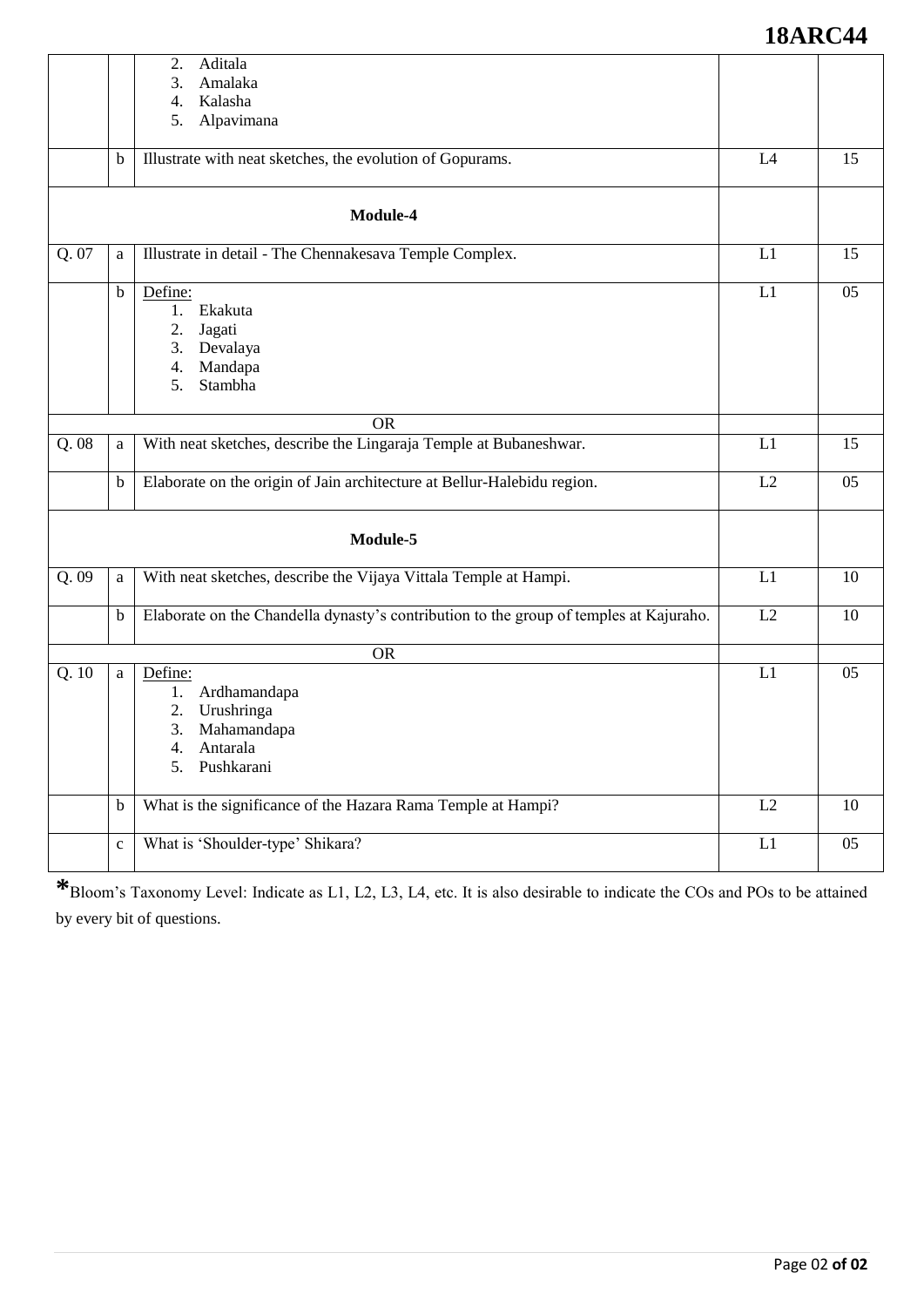| | | | | |
|---|---|---|---|---|
| | | 2. Aditala<br>3. Amalaka<br>4. Kalasha<br>5. Alpavimana | | |
| | b | Illustrate with neat sketches, the evolution of Gopurams. | L4 | 15 |
| **Module-4** | | | | |
| Q. 07 | a | Illustrate in detail - The Chennakesava Temple Complex. | L1 | 15 |
| | b | Define:<br>1. Ekakuta<br>2. Jagati<br>3. Devalaya<br>4. Mandapa<br>5. Stambha | L1 | 05 |
| OR | | | | |
| Q. 08 | a | With neat sketches, describe the Lingaraja Temple at Bubaneshwar. | L1 | 15 |
| | b | Elaborate on the origin of Jain architecture at Bellur-Halebidu region. | L2 | 05 |
| **Module-5** | | | | |
| Q. 09 | a | With neat sketches, describe the Vijaya Vittala Temple at Hampi. | L1 | 10 |
| | b | Elaborate on the Chandella dynasty's contribution to the group of temples at Kajuraho. | L2 | 10 |
| OR | | | | |
| Q. 10 | a | Define:<br>1. Ardhamandapa<br>2. Urushringa<br>3. Mahamandapa<br>4. Antarala<br>5. Pushkarani | L1 | 05 |
| | b | What is the significance of the Hazara Rama Temple at Hampi? | L2 | 10 |
| | c | What is 'Shoulder-type' Shikara? | L1 | 05 |

*Bloom's Taxonomy Level: Indicate as L1, L2, L3, L4, etc. It is also desirable to indicate the COs and POs to be attained by every bit of questions.